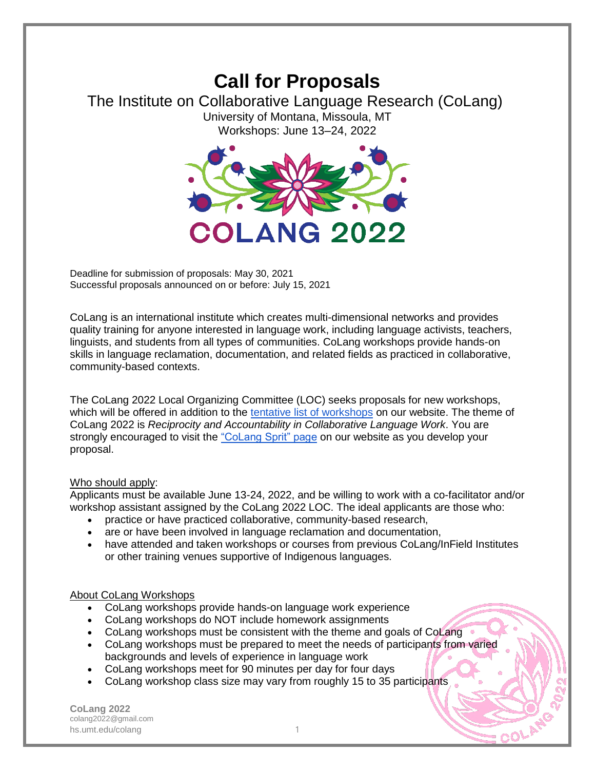# Call for Proposals

## The Institute on Collaborative Language Research (CoLang)

University of Montana, Missoula, MT
Workshops: June 13–24, 2022

Deadline for submission of proposals: May 30, 2021
Successful proposals announced on or before: July 15, 2021

CoLang is an international institute which creates multi-dimensional networks and provides quality training for anyone interested in language work, including language activists, teachers, linguists, and students from all types of communities. CoLang workshops provide hands-on skills in language reclamation, documentation, and related fields as practiced in collaborative, community-based contexts.

The CoLang 2022 Local Organizing Committee (LOC) seeks proposals for new workshops, which will be offered in addition to the tentative list of workshops on our website. The theme of CoLang 2022 is *Reciprocity and Accountability in Collaborative Language Work*. You are strongly encouraged to visit the "CoLang Sprit" page on our website as you develop your proposal.

Who should apply:

Applicants must be available June 13-24, 2022, and be willing to work with a co-facilitator and/or workshop assistant assigned by the CoLang 2022 LOC. The ideal applicants are those who:

- practice or have practiced collaborative, community-based research,
- are or have been involved in language reclamation and documentation,
- have attended and taken workshops or courses from previous CoLang/InField Institutes or other training venues supportive of Indigenous languages.

About CoLang Workshops

- CoLang workshops provide hands-on language work experience
- CoLang workshops do NOT include homework assignments
- CoLang workshops must be consistent with the theme and goals of CoLang
- CoLang workshops must be prepared to meet the needs of participants from varied backgrounds and levels of experience in language work
- CoLang workshops meet for 90 minutes per day for four days
- CoLang workshop class size may vary from roughly 15 to 35 participants

**CoLang 2022**
colang2022@gmail.com
hs.umt.edu/colang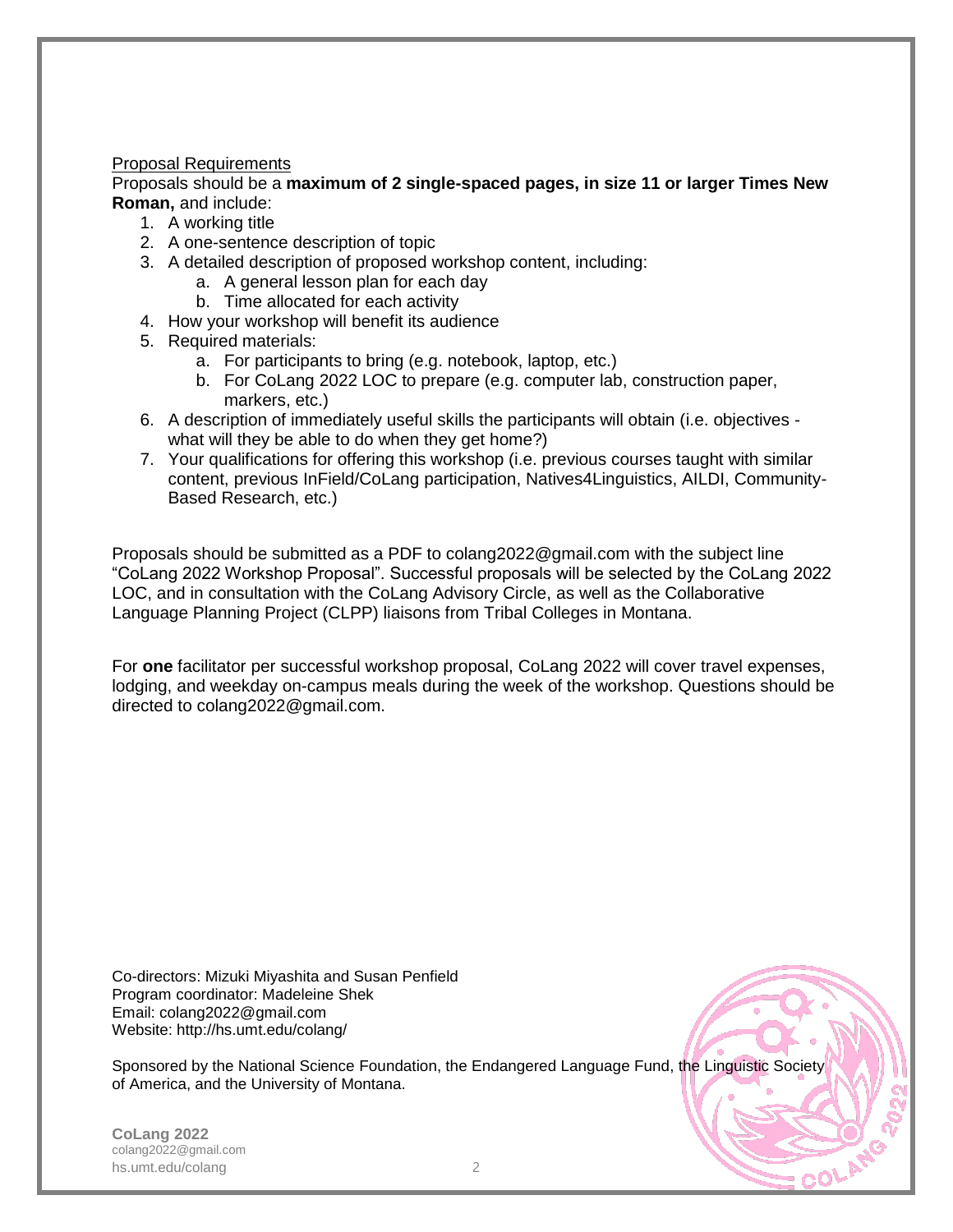Proposal Requirements

Proposals should be a **maximum of 2 single-spaced pages, in size 11 or larger Times New Roman,** and include:

1. A working title
2. A one-sentence description of topic
3. A detailed description of proposed workshop content, including:
   a. A general lesson plan for each day
   b. Time allocated for each activity
4. How your workshop will benefit its audience
5. Required materials:
   a. For participants to bring (e.g. notebook, laptop, etc.)
   b. For CoLang 2022 LOC to prepare (e.g. computer lab, construction paper, markers, etc.)
6. A description of immediately useful skills the participants will obtain (i.e. objectives - what will they be able to do when they get home?)
7. Your qualifications for offering this workshop (i.e. previous courses taught with similar content, previous InField/CoLang participation, Natives4Linguistics, AILDI, Community-Based Research, etc.)

Proposals should be submitted as a PDF to colang2022@gmail.com with the subject line "CoLang 2022 Workshop Proposal". Successful proposals will be selected by the CoLang 2022 LOC, and in consultation with the CoLang Advisory Circle, as well as the Collaborative Language Planning Project (CLPP) liaisons from Tribal Colleges in Montana.

For **one** facilitator per successful workshop proposal, CoLang 2022 will cover travel expenses, lodging, and weekday on-campus meals during the week of the workshop. Questions should be directed to colang2022@gmail.com.

Co-directors: Mizuki Miyashita and Susan Penfield
Program coordinator: Madeleine Shek
Email: colang2022@gmail.com
Website: http://hs.umt.edu/colang/

Sponsored by the National Science Foundation, the Endangered Language Fund, the Linguistic Society of America, and the University of Montana.